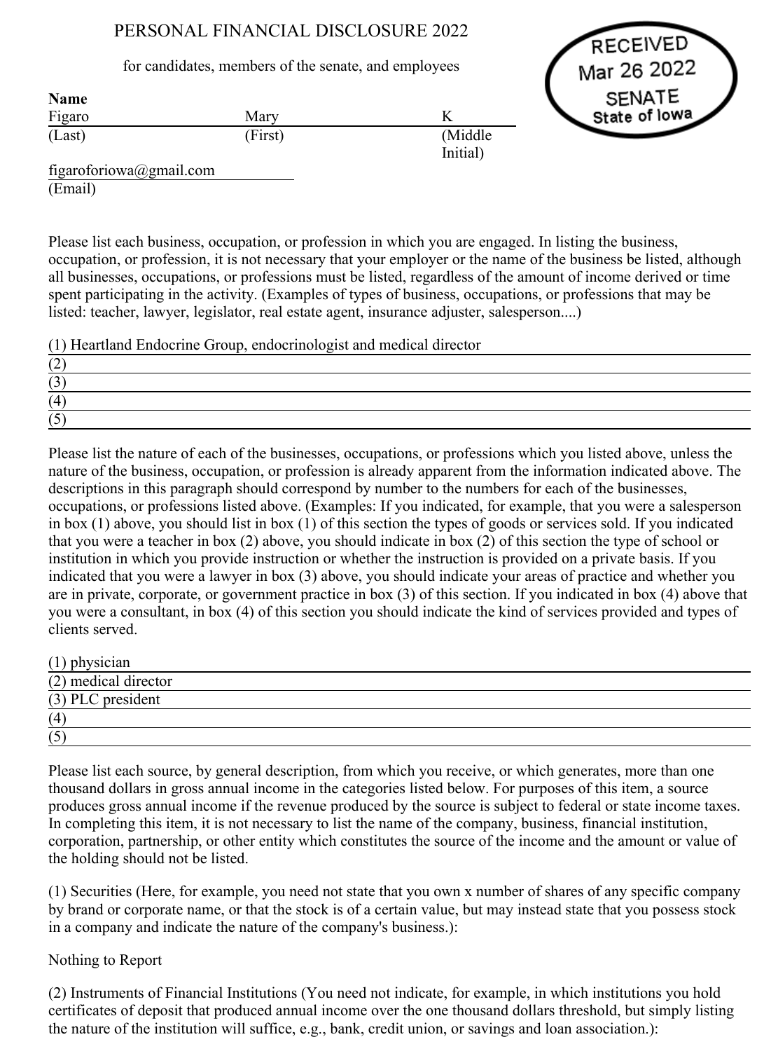# PERSONAL FINANCIAL DISCLOSURE 2022

for candidates, members of the senate, and employees

RECEIVED
Mar 26 2022
SENATE
State of Iowa

**Name**

| Figaro | Mary | K |
|---|---|---|
| (Last) | (First) | (Middle Initial) |

figaroforiowa@gmail.com
(Email)

Please list each business, occupation, or profession in which you are engaged. In listing the business, occupation, or profession, it is not necessary that your employer or the name of the business be listed, although all businesses, occupations, or professions must be listed, regardless of the amount of income derived or time spent participating in the activity. (Examples of types of business, occupations, or professions that may be listed: teacher, lawyer, legislator, real estate agent, insurance adjuster, salesperson....)

(1) Heartland Endocrine Group, endocrinologist and medical director
(2)
(3)
(4)
(5)

Please list the nature of each of the businesses, occupations, or professions which you listed above, unless the nature of the business, occupation, or profession is already apparent from the information indicated above. The descriptions in this paragraph should correspond by number to the numbers for each of the businesses, occupations, or professions listed above. (Examples: If you indicated, for example, that you were a salesperson in box (1) above, you should list in box (1) of this section the types of goods or services sold. If you indicated that you were a teacher in box (2) above, you should indicate in box (2) of this section the type of school or institution in which you provide instruction or whether the instruction is provided on a private basis. If you indicated that you were a lawyer in box (3) above, you should indicate your areas of practice and whether you are in private, corporate, or government practice in box (3) of this section. If you indicated in box (4) above that you were a consultant, in box (4) of this section you should indicate the kind of services provided and types of clients served.

(1) physician
(2) medical director
(3) PLC president
(4)
(5)

Please list each source, by general description, from which you receive, or which generates, more than one thousand dollars in gross annual income in the categories listed below. For purposes of this item, a source produces gross annual income if the revenue produced by the source is subject to federal or state income taxes. In completing this item, it is not necessary to list the name of the company, business, financial institution, corporation, partnership, or other entity which constitutes the source of the income and the amount or value of the holding should not be listed.

(1) Securities (Here, for example, you need not state that you own x number of shares of any specific company by brand or corporate name, or that the stock is of a certain value, but may instead state that you possess stock in a company and indicate the nature of the company's business.):

Nothing to Report

(2) Instruments of Financial Institutions (You need not indicate, for example, in which institutions you hold certificates of deposit that produced annual income over the one thousand dollars threshold, but simply listing the nature of the institution will suffice, e.g., bank, credit union, or savings and loan association.):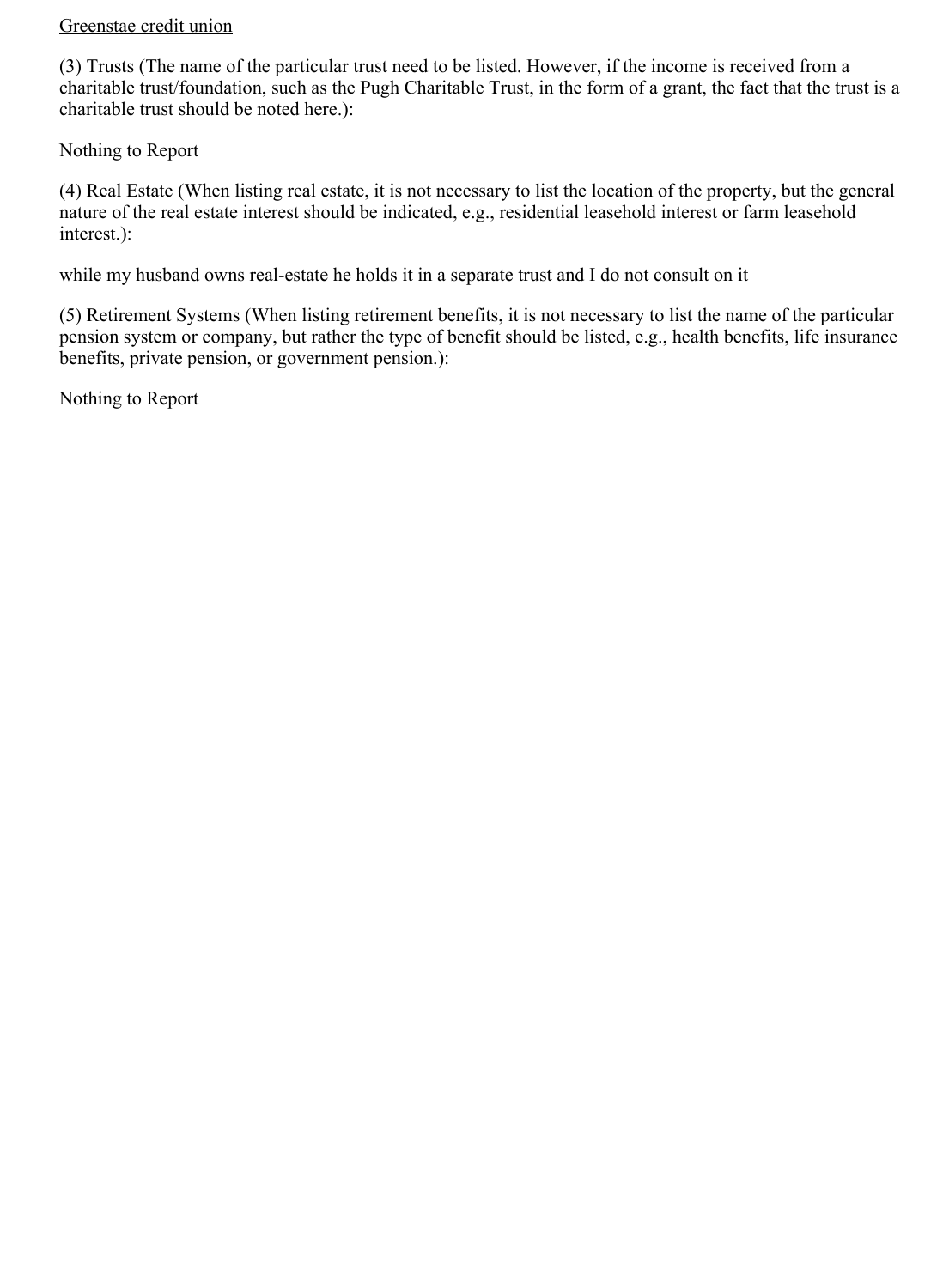<u>Greenstae credit union</u>

(3) Trusts (The name of the particular trust need to be listed. However, if the income is received from a charitable trust/foundation, such as the Pugh Charitable Trust, in the form of a grant, the fact that the trust is a charitable trust should be noted here.):

Nothing to Report

(4) Real Estate (When listing real estate, it is not necessary to list the location of the property, but the general nature of the real estate interest should be indicated, e.g., residential leasehold interest or farm leasehold interest.):

while my husband owns real-estate he holds it in a separate trust and I do not consult on it

(5) Retirement Systems (When listing retirement benefits, it is not necessary to list the name of the particular pension system or company, but rather the type of benefit should be listed, e.g., health benefits, life insurance benefits, private pension, or government pension.):

Nothing to Report